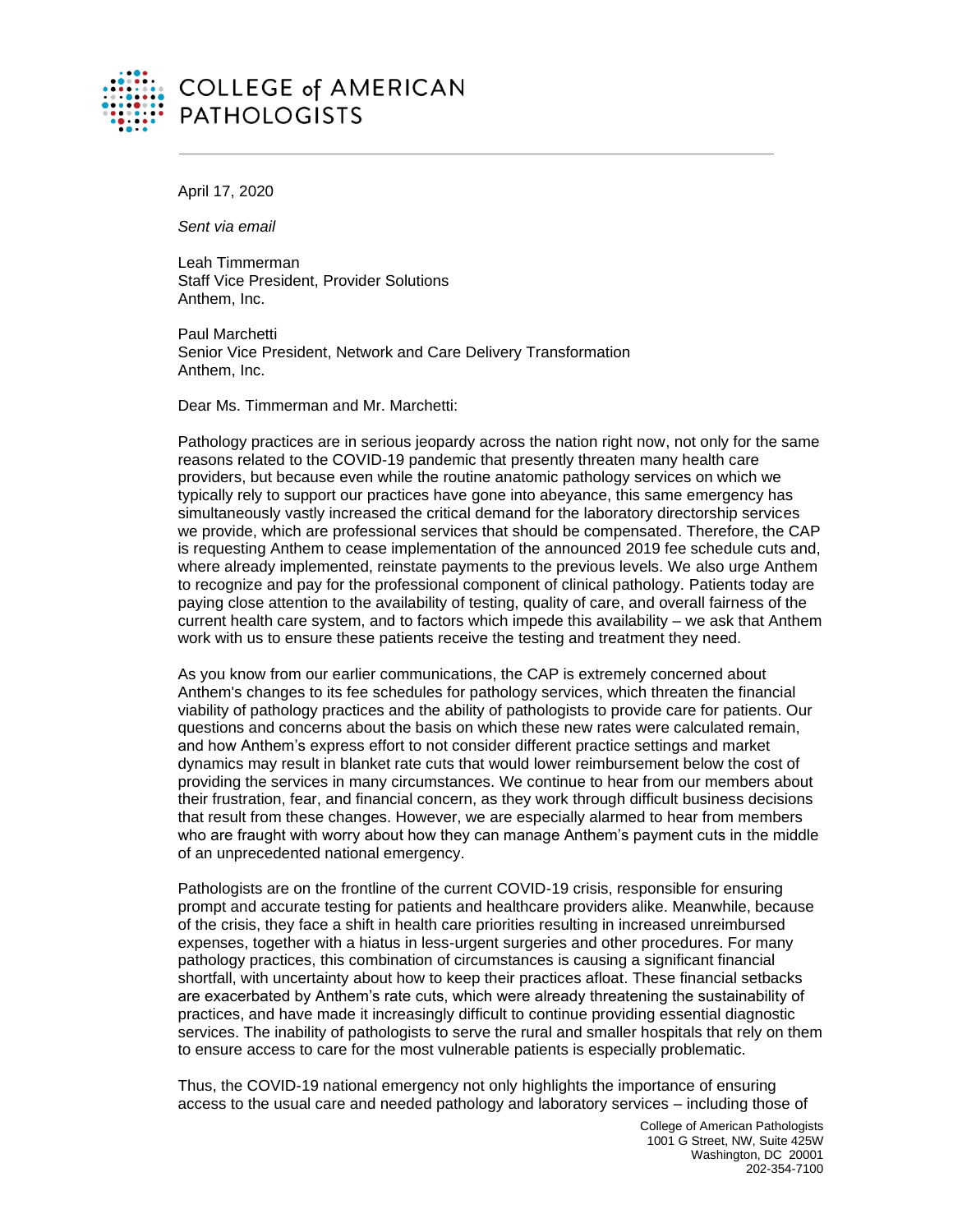COLLEGE of AMERICAN PATHOLOGISTS

April 17, 2020

*Sent via email*

Leah Timmerman
Staff Vice President, Provider Solutions
Anthem, Inc.

Paul Marchetti
Senior Vice President, Network and Care Delivery Transformation
Anthem, Inc.

Dear Ms. Timmerman and Mr. Marchetti:

Pathology practices are in serious jeopardy across the nation right now, not only for the same reasons related to the COVID-19 pandemic that presently threaten many health care providers, but because even while the routine anatomic pathology services on which we typically rely to support our practices have gone into abeyance, this same emergency has simultaneously vastly increased the critical demand for the laboratory directorship services we provide, which are professional services that should be compensated. Therefore, the CAP is requesting Anthem to cease implementation of the announced 2019 fee schedule cuts and, where already implemented, reinstate payments to the previous levels. We also urge Anthem to recognize and pay for the professional component of clinical pathology. Patients today are paying close attention to the availability of testing, quality of care, and overall fairness of the current health care system, and to factors which impede this availability – we ask that Anthem work with us to ensure these patients receive the testing and treatment they need.

As you know from our earlier communications, the CAP is extremely concerned about Anthem's changes to its fee schedules for pathology services, which threaten the financial viability of pathology practices and the ability of pathologists to provide care for patients. Our questions and concerns about the basis on which these new rates were calculated remain, and how Anthem's express effort to not consider different practice settings and market dynamics may result in blanket rate cuts that would lower reimbursement below the cost of providing the services in many circumstances. We continue to hear from our members about their frustration, fear, and financial concern, as they work through difficult business decisions that result from these changes. However, we are especially alarmed to hear from members who are fraught with worry about how they can manage Anthem's payment cuts in the middle of an unprecedented national emergency.

Pathologists are on the frontline of the current COVID-19 crisis, responsible for ensuring prompt and accurate testing for patients and healthcare providers alike. Meanwhile, because of the crisis, they face a shift in health care priorities resulting in increased unreimbursed expenses, together with a hiatus in less-urgent surgeries and other procedures. For many pathology practices, this combination of circumstances is causing a significant financial shortfall, with uncertainty about how to keep their practices afloat. These financial setbacks are exacerbated by Anthem's rate cuts, which were already threatening the sustainability of practices, and have made it increasingly difficult to continue providing essential diagnostic services. The inability of pathologists to serve the rural and smaller hospitals that rely on them to ensure access to care for the most vulnerable patients is especially problematic.

Thus, the COVID-19 national emergency not only highlights the importance of ensuring access to the usual care and needed pathology and laboratory services – including those of

College of American Pathologists
1001 G Street, NW, Suite 425W
Washington, DC 20001
202-354-7100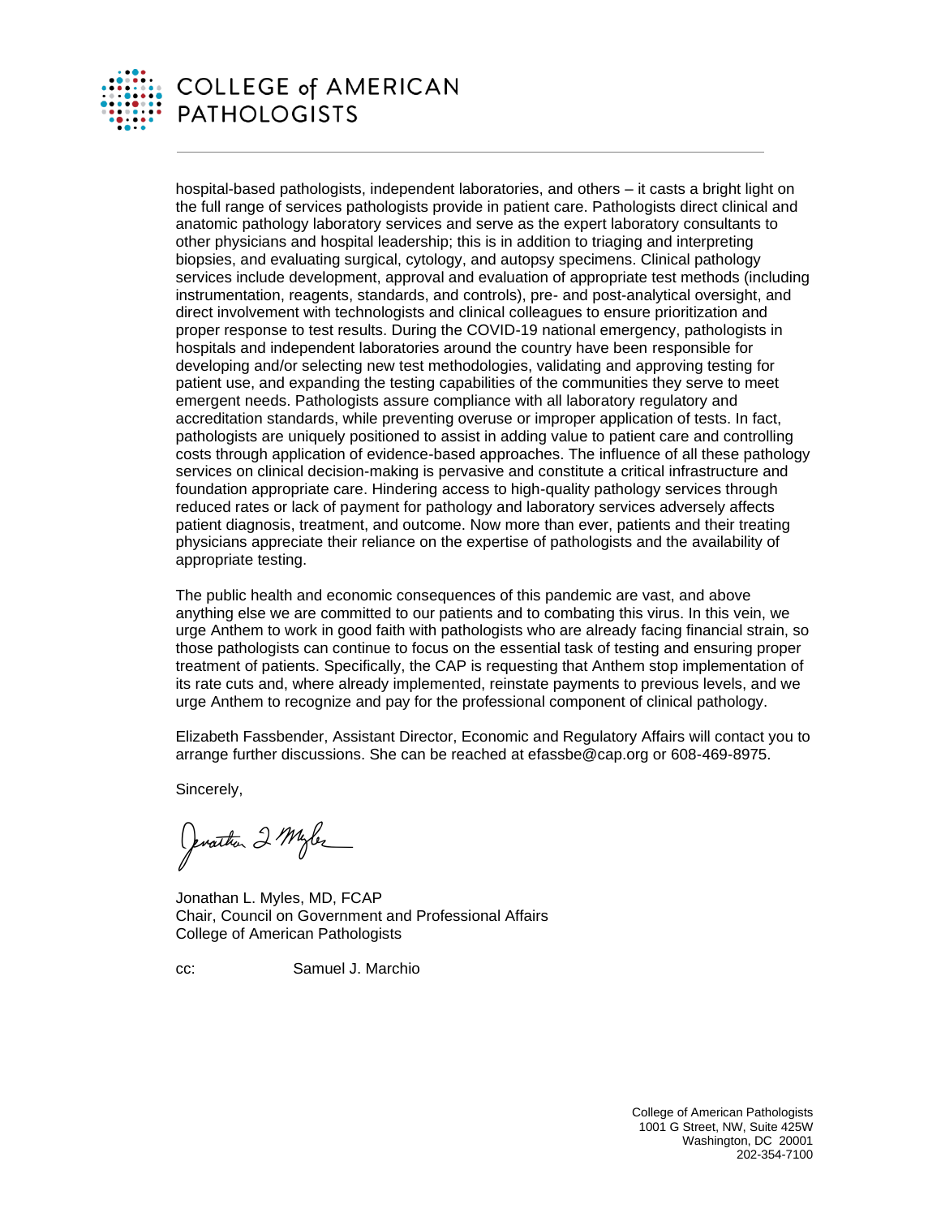hospital-based pathologists, independent laboratories, and others – it casts a bright light on the full range of services pathologists provide in patient care. Pathologists direct clinical and anatomic pathology laboratory services and serve as the expert laboratory consultants to other physicians and hospital leadership; this is in addition to triaging and interpreting biopsies, and evaluating surgical, cytology, and autopsy specimens. Clinical pathology services include development, approval and evaluation of appropriate test methods (including instrumentation, reagents, standards, and controls), pre- and post-analytical oversight, and direct involvement with technologists and clinical colleagues to ensure prioritization and proper response to test results. During the COVID-19 national emergency, pathologists in hospitals and independent laboratories around the country have been responsible for developing and/or selecting new test methodologies, validating and approving testing for patient use, and expanding the testing capabilities of the communities they serve to meet emergent needs. Pathologists assure compliance with all laboratory regulatory and accreditation standards, while preventing overuse or improper application of tests. In fact, pathologists are uniquely positioned to assist in adding value to patient care and controlling costs through application of evidence-based approaches. The influence of all these pathology services on clinical decision-making is pervasive and constitute a critical infrastructure and foundation appropriate care. Hindering access to high-quality pathology services through reduced rates or lack of payment for pathology and laboratory services adversely affects patient diagnosis, treatment, and outcome. Now more than ever, patients and their treating physicians appreciate their reliance on the expertise of pathologists and the availability of appropriate testing.

The public health and economic consequences of this pandemic are vast, and above anything else we are committed to our patients and to combating this virus. In this vein, we urge Anthem to work in good faith with pathologists who are already facing financial strain, so those pathologists can continue to focus on the essential task of testing and ensuring proper treatment of patients. Specifically, the CAP is requesting that Anthem stop implementation of its rate cuts and, where already implemented, reinstate payments to previous levels, and we urge Anthem to recognize and pay for the professional component of clinical pathology.

Elizabeth Fassbender, Assistant Director, Economic and Regulatory Affairs will contact you to arrange further discussions. She can be reached at efassbe@cap.org or 608-469-8975.

Sincerely,

Jonathan L. Myles, MD, FCAP
Chair, Council on Government and Professional Affairs
College of American Pathologists

cc: Samuel J. Marchio

College of American Pathologists
1001 G Street, NW, Suite 425W
Washington, DC 20001
202-354-7100